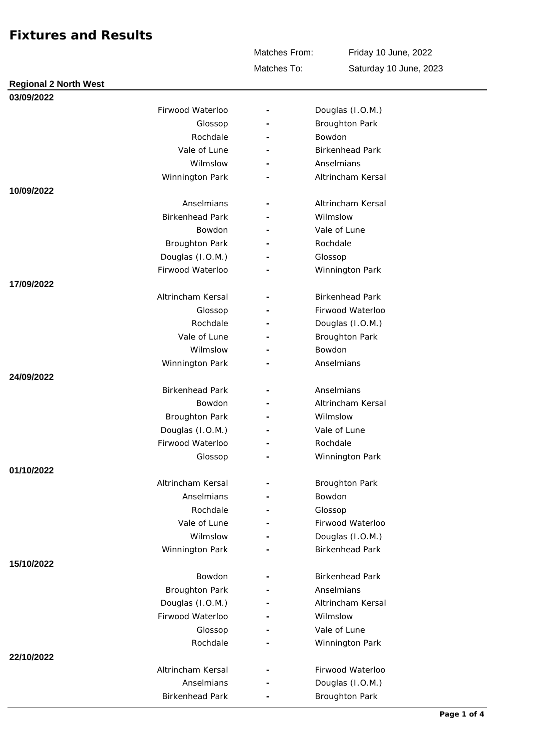# Fixtures and Results

Matches From: Friday 10 June, 2022

Matches To: Saturday 10 June, 2023

## Regional 2 North West

**03/09/2022**

| Home | | Away |
|---|---|---|
| Firwood Waterloo | - | Douglas (I.O.M.) |
| Glossop | - | Broughton Park |
| Rochdale | - | Bowdon |
| Vale of Lune | - | Birkenhead Park |
| Wilmslow | - | Anselmians |
| Winnington Park | - | Altrincham Kersal |

**10/09/2022**

| Home | | Away |
|---|---|---|
| Anselmians | - | Altrincham Kersal |
| Birkenhead Park | - | Wilmslow |
| Bowdon | - | Vale of Lune |
| Broughton Park | - | Rochdale |
| Douglas (I.O.M.) | - | Glossop |
| Firwood Waterloo | - | Winnington Park |

**17/09/2022**

| Home | | Away |
|---|---|---|
| Altrincham Kersal | - | Birkenhead Park |
| Glossop | - | Firwood Waterloo |
| Rochdale | - | Douglas (I.O.M.) |
| Vale of Lune | - | Broughton Park |
| Wilmslow | - | Bowdon |
| Winnington Park | - | Anselmians |

**24/09/2022**

| Home | | Away |
|---|---|---|
| Birkenhead Park | - | Anselmians |
| Bowdon | - | Altrincham Kersal |
| Broughton Park | - | Wilmslow |
| Douglas (I.O.M.) | - | Vale of Lune |
| Firwood Waterloo | - | Rochdale |
| Glossop | - | Winnington Park |

**01/10/2022**

| Home | | Away |
|---|---|---|
| Altrincham Kersal | - | Broughton Park |
| Anselmians | - | Bowdon |
| Rochdale | - | Glossop |
| Vale of Lune | - | Firwood Waterloo |
| Wilmslow | - | Douglas (I.O.M.) |
| Winnington Park | - | Birkenhead Park |

**15/10/2022**

| Home | | Away |
|---|---|---|
| Bowdon | - | Birkenhead Park |
| Broughton Park | - | Anselmians |
| Douglas (I.O.M.) | - | Altrincham Kersal |
| Firwood Waterloo | - | Wilmslow |
| Glossop | - | Vale of Lune |
| Rochdale | - | Winnington Park |

**22/10/2022**

| Home | | Away |
|---|---|---|
| Altrincham Kersal | - | Firwood Waterloo |
| Anselmians | - | Douglas (I.O.M.) |
| Birkenhead Park | - | Broughton Park |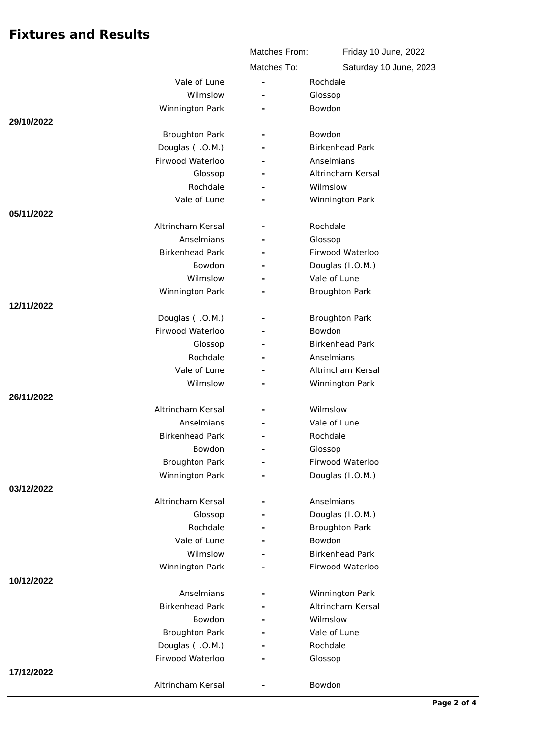# Fixtures and Results

Matches From: Friday 10 June, 2022

Matches To: Saturday 10 June, 2023

| Date | Home | | Away |
|---|---|---|---|
| | Vale of Lune | - | Rochdale |
| | Wilmslow | - | Glossop |
| | Winnington Park | - | Bowdon |
| **29/10/2022** | | | |
| | Broughton Park | - | Bowdon |
| | Douglas (I.O.M.) | - | Birkenhead Park |
| | Firwood Waterloo | - | Anselmians |
| | Glossop | - | Altrincham Kersal |
| | Rochdale | - | Wilmslow |
| | Vale of Lune | - | Winnington Park |
| **05/11/2022** | | | |
| | Altrincham Kersal | - | Rochdale |
| | Anselmians | - | Glossop |
| | Birkenhead Park | - | Firwood Waterloo |
| | Bowdon | - | Douglas (I.O.M.) |
| | Wilmslow | - | Vale of Lune |
| | Winnington Park | - | Broughton Park |
| **12/11/2022** | | | |
| | Douglas (I.O.M.) | - | Broughton Park |
| | Firwood Waterloo | - | Bowdon |
| | Glossop | - | Birkenhead Park |
| | Rochdale | - | Anselmians |
| | Vale of Lune | - | Altrincham Kersal |
| | Wilmslow | - | Winnington Park |
| **26/11/2022** | | | |
| | Altrincham Kersal | - | Wilmslow |
| | Anselmians | - | Vale of Lune |
| | Birkenhead Park | - | Rochdale |
| | Bowdon | - | Glossop |
| | Broughton Park | - | Firwood Waterloo |
| | Winnington Park | - | Douglas (I.O.M.) |
| **03/12/2022** | | | |
| | Altrincham Kersal | - | Anselmians |
| | Glossop | - | Douglas (I.O.M.) |
| | Rochdale | - | Broughton Park |
| | Vale of Lune | - | Bowdon |
| | Wilmslow | - | Birkenhead Park |
| | Winnington Park | - | Firwood Waterloo |
| **10/12/2022** | | | |
| | Anselmians | - | Winnington Park |
| | Birkenhead Park | - | Altrincham Kersal |
| | Bowdon | - | Wilmslow |
| | Broughton Park | - | Vale of Lune |
| | Douglas (I.O.M.) | - | Rochdale |
| | Firwood Waterloo | - | Glossop |
| **17/12/2022** | | | |
| | Altrincham Kersal | - | Bowdon |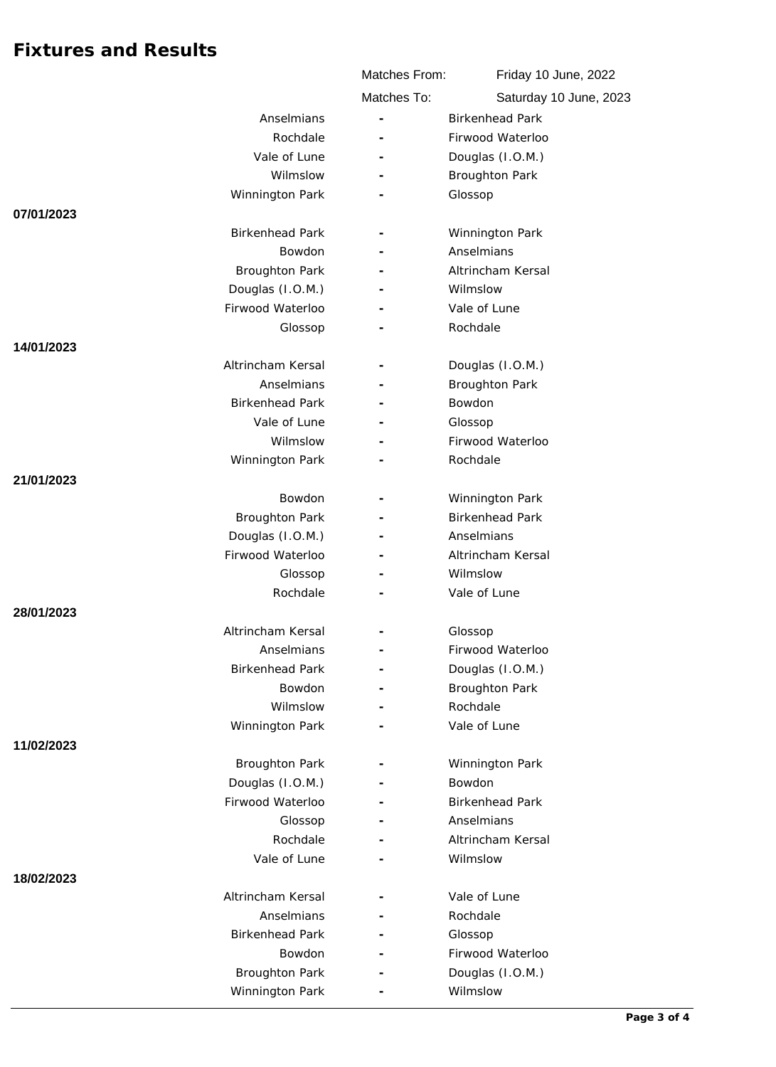## Fixtures and Results

Matches From: Friday 10 June, 2022

Matches To: Saturday 10 June, 2023

| Home | | Away |
|---|---|---|
| Anselmians | - | Birkenhead Park |
| Rochdale | - | Firwood Waterloo |
| Vale of Lune | - | Douglas (I.O.M.) |
| Wilmslow | - | Broughton Park |
| Winnington Park | - | Glossop |

**07/01/2023**

| Home | | Away |
|---|---|---|
| Birkenhead Park | - | Winnington Park |
| Bowdon | - | Anselmians |
| Broughton Park | - | Altrincham Kersal |
| Douglas (I.O.M.) | - | Wilmslow |
| Firwood Waterloo | - | Vale of Lune |
| Glossop | - | Rochdale |

**14/01/2023**

| Home | | Away |
|---|---|---|
| Altrincham Kersal | - | Douglas (I.O.M.) |
| Anselmians | - | Broughton Park |
| Birkenhead Park | - | Bowdon |
| Vale of Lune | - | Glossop |
| Wilmslow | - | Firwood Waterloo |
| Winnington Park | - | Rochdale |

**21/01/2023**

| Home | | Away |
|---|---|---|
| Bowdon | - | Winnington Park |
| Broughton Park | - | Birkenhead Park |
| Douglas (I.O.M.) | - | Anselmians |
| Firwood Waterloo | - | Altrincham Kersal |
| Glossop | - | Wilmslow |
| Rochdale | - | Vale of Lune |

**28/01/2023**

| Home | | Away |
|---|---|---|
| Altrincham Kersal | - | Glossop |
| Anselmians | - | Firwood Waterloo |
| Birkenhead Park | - | Douglas (I.O.M.) |
| Bowdon | - | Broughton Park |
| Wilmslow | - | Rochdale |
| Winnington Park | - | Vale of Lune |

**11/02/2023**

| Home | | Away |
|---|---|---|
| Broughton Park | - | Winnington Park |
| Douglas (I.O.M.) | - | Bowdon |
| Firwood Waterloo | - | Birkenhead Park |
| Glossop | - | Anselmians |
| Rochdale | - | Altrincham Kersal |
| Vale of Lune | - | Wilmslow |

**18/02/2023**

| Home | | Away |
|---|---|---|
| Altrincham Kersal | - | Vale of Lune |
| Anselmians | - | Rochdale |
| Birkenhead Park | - | Glossop |
| Bowdon | - | Firwood Waterloo |
| Broughton Park | - | Douglas (I.O.M.) |
| Winnington Park | - | Wilmslow |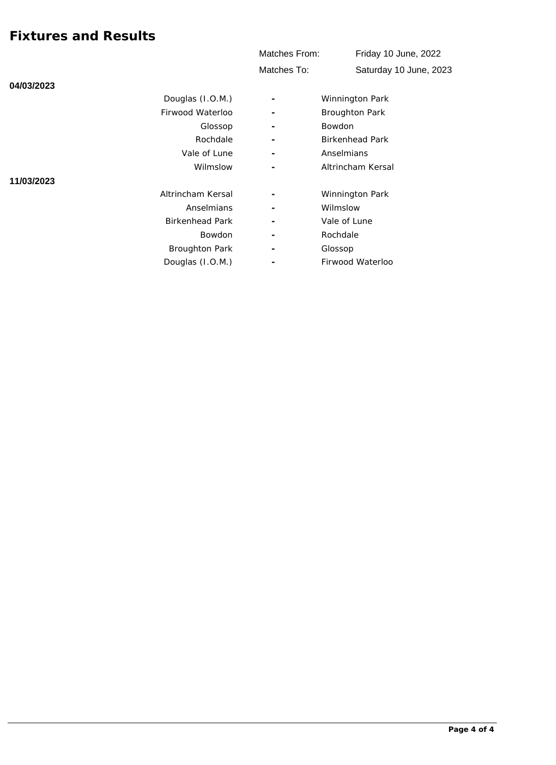# Fixtures and Results

| | |
|---|---|
| Matches From: | Friday 10 June, 2022 |
| Matches To: | Saturday 10 June, 2023 |

**04/03/2023**

| | | |
|---|---|---|
| Douglas (I.O.M.) | - | Winnington Park |
| Firwood Waterloo | - | Broughton Park |
| Glossop | - | Bowdon |
| Rochdale | - | Birkenhead Park |
| Vale of Lune | - | Anselmians |
| Wilmslow | - | Altrincham Kersal |

**11/03/2023**

| | | |
|---|---|---|
| Altrincham Kersal | - | Winnington Park |
| Anselmians | - | Wilmslow |
| Birkenhead Park | - | Vale of Lune |
| Bowdon | - | Rochdale |
| Broughton Park | - | Glossop |
| Douglas (I.O.M.) | - | Firwood Waterloo |